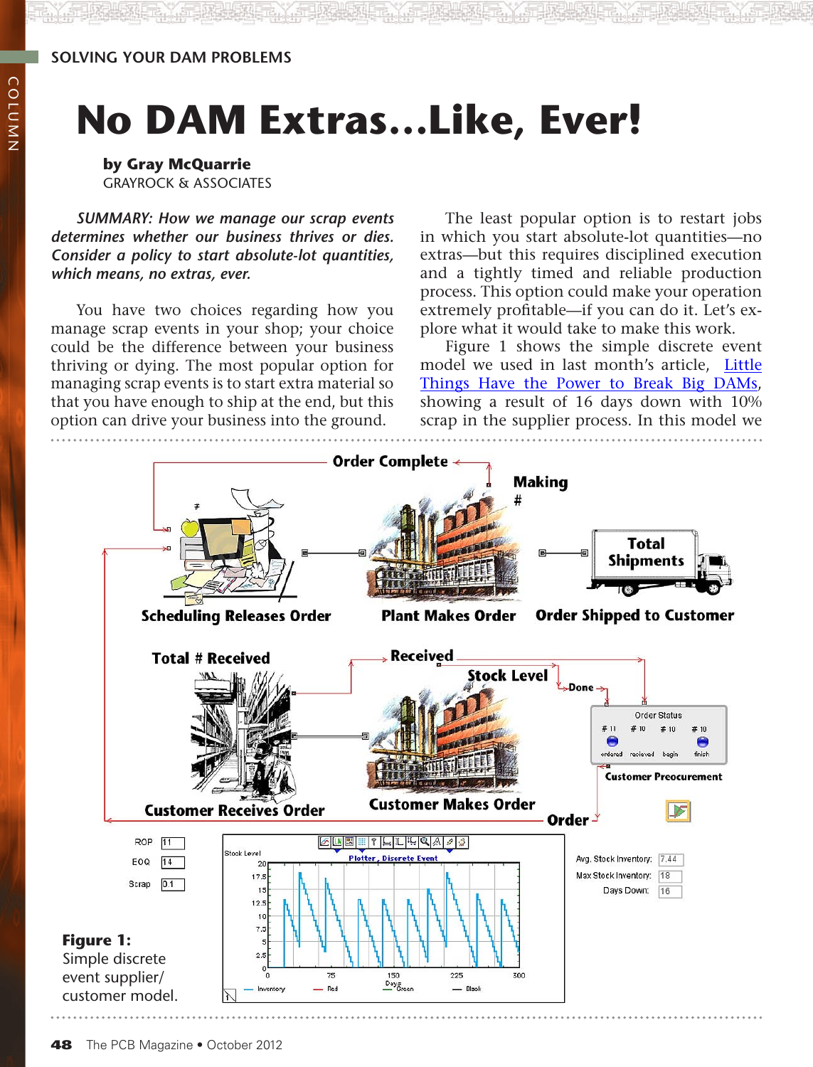SOLVING YOUR DAM PROBLEMS

# No DAM Extras...Like, Ever!

**by Gray McQuarrie**
GRAYROCK & ASSOCIATES

***SUMMARY: How we manage our scrap events determines whether our business thrives or dies. Consider a policy to start absolute-lot quantities, which means, no extras, ever.***

You have two choices regarding how you manage scrap events in your shop; your choice could be the difference between your business thriving or dying. The most popular option for managing scrap events is to start extra material so that you have enough to ship at the end, but this option can drive your business into the ground.

The least popular option is to restart jobs in which you start absolute-lot quantities—no extras—but this requires disciplined execution and a tightly timed and reliable production process. This option could make your operation extremely profitable—if you can do it. Let's explore what it would take to make this work.

Figure 1 shows the simple discrete event model we used in last month's article, Little Things Have the Power to Break Big DAMs, showing a result of 16 days down with 10% scrap in the supplier process. In this model we

**Figure 1:** Simple discrete event supplier/customer model.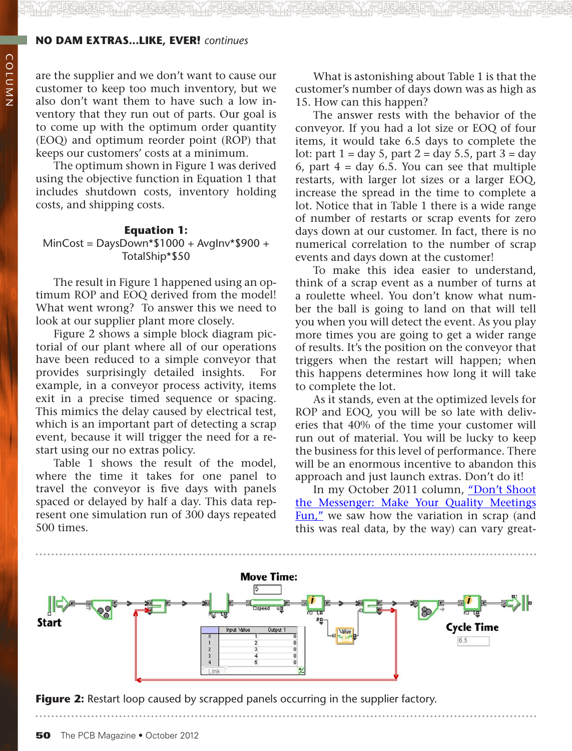are the supplier and we don't want to cause our customer to keep too much inventory, but we also don't want them to have such a low inventory that they run out of parts. Our goal is to come up with the optimum order quantity (EOQ) and optimum reorder point (ROP) that keeps our customers' costs at a minimum.

The optimum shown in Figure 1 was derived using the objective function in Equation 1 that includes shutdown costs, inventory holding costs, and shipping costs.

**Equation 1:**

MinCost = DaysDown*$1000 + AvgInv*$900 + TotalShip*$50

The result in Figure 1 happened using an optimum ROP and EOQ derived from the model! What went wrong? To answer this we need to look at our supplier plant more closely.

Figure 2 shows a simple block diagram pictorial of our plant where all of our operations have been reduced to a simple conveyor that provides surprisingly detailed insights. For example, in a conveyor process activity, items exit in a precise timed sequence or spacing. This mimics the delay caused by electrical test, which is an important part of detecting a scrap event, because it will trigger the need for a restart using our no extras policy.

Table 1 shows the result of the model, where the time it takes for one panel to travel the conveyor is five days with panels spaced or delayed by half a day. This data represent one simulation run of 300 days repeated 500 times.

What is astonishing about Table 1 is that the customer's number of days down was as high as 15. How can this happen?

The answer rests with the behavior of the conveyor. If you had a lot size or EOQ of four items, it would take 6.5 days to complete the lot: part 1 = day 5, part 2 = day 5.5, part 3 = day 6, part 4 = day 6.5. You can see that multiple restarts, with larger lot sizes or a larger EOQ, increase the spread in the time to complete a lot. Notice that in Table 1 there is a wide range of number of restarts or scrap events for zero days down at our customer. In fact, there is no numerical correlation to the number of scrap events and days down at the customer!

To make this idea easier to understand, think of a scrap event as a number of turns at a roulette wheel. You don't know what number the ball is going to land on that will tell you when you will detect the event. As you play more times you are going to get a wider range of results. It's the position on the conveyor that triggers when the restart will happen; when this happens determines how long it will take to complete the lot.

As it stands, even at the optimized levels for ROP and EOQ, you will be so late with deliveries that 40% of the time your customer will run out of material. You will be lucky to keep the business for this level of performance. There will be an enormous incentive to abandon this approach and just launch extras. Don't do it!

In my October 2011 column, "Don't Shoot the Messenger: Make Your Quality Meetings Fun," we saw how the variation in scrap (and this was real data, by the way) can vary great-

**Figure 2:** Restart loop caused by scrapped panels occurring in the supplier factory.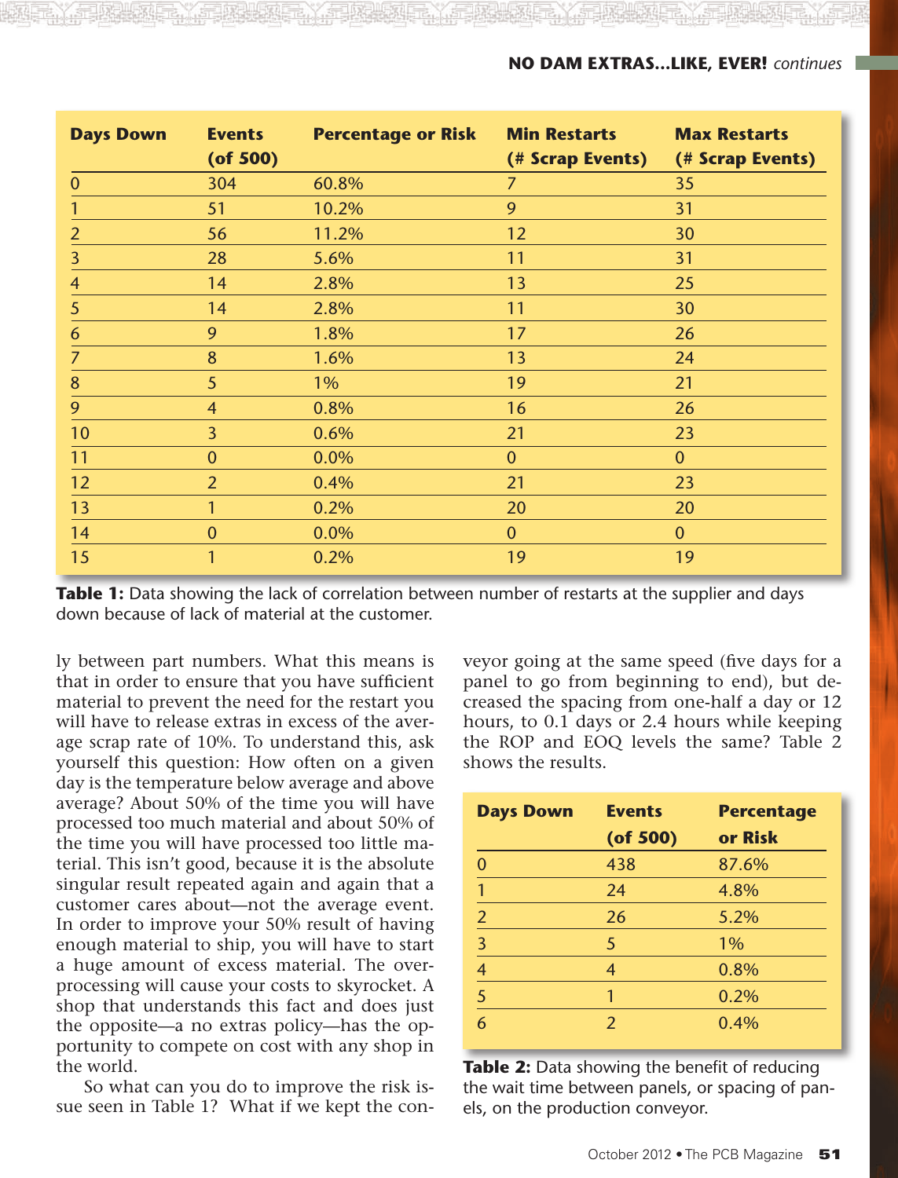| Days Down | Events (of 500) | Percentage or Risk | Min Restarts (# Scrap Events) | Max Restarts (# Scrap Events) |
|---|---|---|---|---|
| 0 | 304 | 60.8% | 7 | 35 |
| 1 | 51 | 10.2% | 9 | 31 |
| 2 | 56 | 11.2% | 12 | 30 |
| 3 | 28 | 5.6% | 11 | 31 |
| 4 | 14 | 2.8% | 13 | 25 |
| 5 | 14 | 2.8% | 11 | 30 |
| 6 | 9 | 1.8% | 17 | 26 |
| 7 | 8 | 1.6% | 13 | 24 |
| 8 | 5 | 1% | 19 | 21 |
| 9 | 4 | 0.8% | 16 | 26 |
| 10 | 3 | 0.6% | 21 | 23 |
| 11 | 0 | 0.0% | 0 | 0 |
| 12 | 2 | 0.4% | 21 | 23 |
| 13 | 1 | 0.2% | 20 | 20 |
| 14 | 0 | 0.0% | 0 | 0 |
| 15 | 1 | 0.2% | 19 | 19 |

**Table 1:** Data showing the lack of correlation between number of restarts at the supplier and days down because of lack of material at the customer.

ly between part numbers. What this means is that in order to ensure that you have sufficient material to prevent the need for the restart you will have to release extras in excess of the average scrap rate of 10%. To understand this, ask yourself this question: How often on a given day is the temperature below average and above average? About 50% of the time you will have processed too much material and about 50% of the time you will have processed too little material. This isn't good, because it is the absolute singular result repeated again and again that a customer cares about—not the average event. In order to improve your 50% result of having enough material to ship, you will have to start a huge amount of excess material. The over-processing will cause your costs to skyrocket. A shop that understands this fact and does just the opposite—a no extras policy—has the opportunity to compete on cost with any shop in the world.

So what can you do to improve the risk issue seen in Table 1? What if we kept the conveyor going at the same speed (five days for a panel to go from beginning to end), but decreased the spacing from one-half a day or 12 hours, to 0.1 days or 2.4 hours while keeping the ROP and EOQ levels the same? Table 2 shows the results.

| Days Down | Events (of 500) | Percentage or Risk |
|---|---|---|
| 0 | 438 | 87.6% |
| 1 | 24 | 4.8% |
| 2 | 26 | 5.2% |
| 3 | 5 | 1% |
| 4 | 4 | 0.8% |
| 5 | 1 | 0.2% |
| 6 | 2 | 0.4% |

**Table 2:** Data showing the benefit of reducing the wait time between panels, or spacing of panels, on the production conveyor.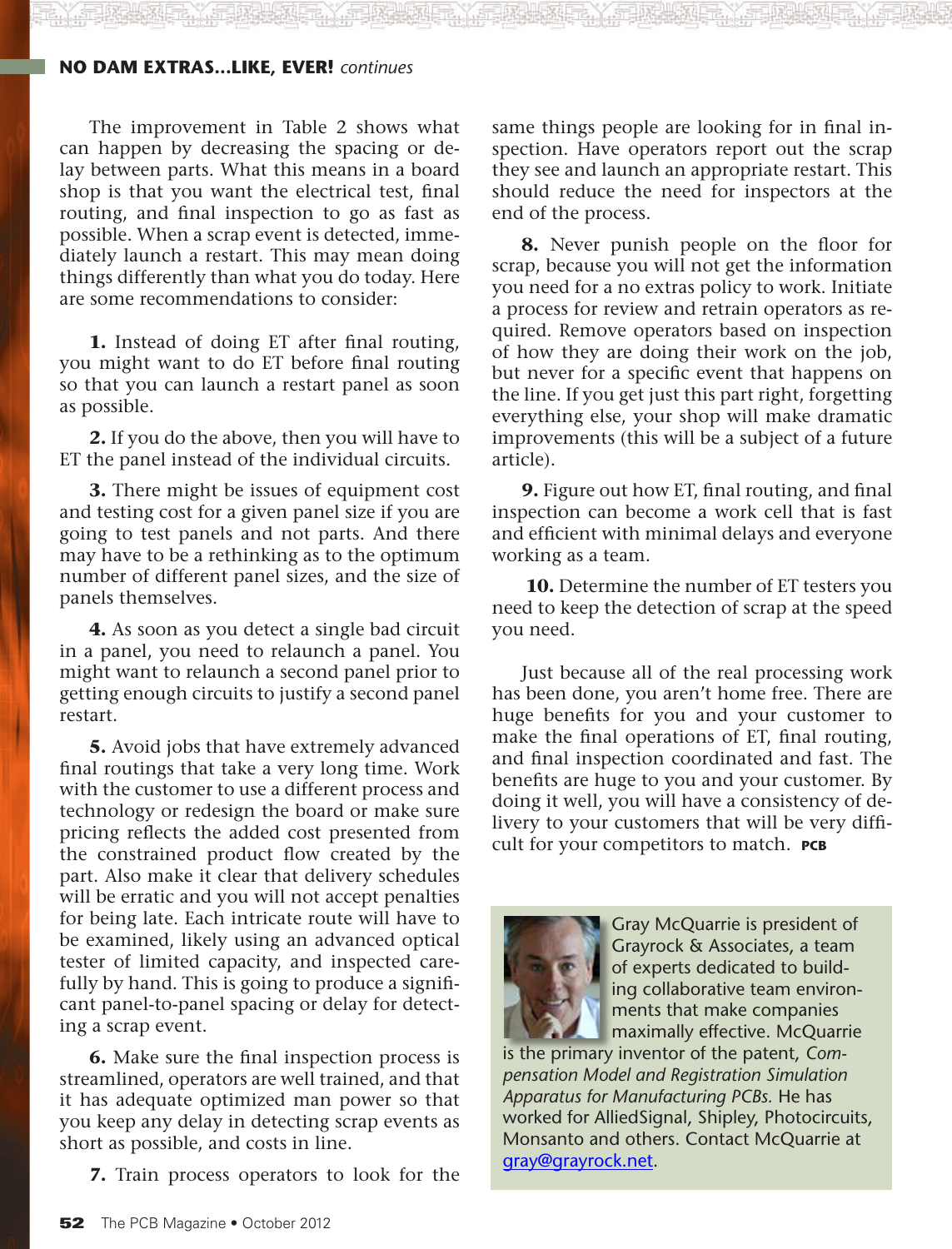The improvement in Table 2 shows what can happen by decreasing the spacing or delay between parts. What this means in a board shop is that you want the electrical test, final routing, and final inspection to go as fast as possible. When a scrap event is detected, immediately launch a restart. This may mean doing things differently than what you do today. Here are some recommendations to consider:

**1.** Instead of doing ET after final routing, you might want to do ET before final routing so that you can launch a restart panel as soon as possible.

**2.** If you do the above, then you will have to ET the panel instead of the individual circuits.

**3.** There might be issues of equipment cost and testing cost for a given panel size if you are going to test panels and not parts. And there may have to be a rethinking as to the optimum number of different panel sizes, and the size of panels themselves.

**4.** As soon as you detect a single bad circuit in a panel, you need to relaunch a panel. You might want to relaunch a second panel prior to getting enough circuits to justify a second panel restart.

**5.** Avoid jobs that have extremely advanced final routings that take a very long time. Work with the customer to use a different process and technology or redesign the board or make sure pricing reflects the added cost presented from the constrained product flow created by the part. Also make it clear that delivery schedules will be erratic and you will not accept penalties for being late. Each intricate route will have to be examined, likely using an advanced optical tester of limited capacity, and inspected carefully by hand. This is going to produce a significant panel-to-panel spacing or delay for detecting a scrap event.

**6.** Make sure the final inspection process is streamlined, operators are well trained, and that it has adequate optimized man power so that you keep any delay in detecting scrap events as short as possible, and costs in line.

**7.** Train process operators to look for the same things people are looking for in final inspection. Have operators report out the scrap they see and launch an appropriate restart. This should reduce the need for inspectors at the end of the process.

**8.** Never punish people on the floor for scrap, because you will not get the information you need for a no extras policy to work. Initiate a process for review and retrain operators as required. Remove operators based on inspection of how they are doing their work on the job, but never for a specific event that happens on the line. If you get just this part right, forgetting everything else, your shop will make dramatic improvements (this will be a subject of a future article).

**9.** Figure out how ET, final routing, and final inspection can become a work cell that is fast and efficient with minimal delays and everyone working as a team.

**10.** Determine the number of ET testers you need to keep the detection of scrap at the speed you need.

Just because all of the real processing work has been done, you aren't home free. There are huge benefits for you and your customer to make the final operations of ET, final routing, and final inspection coordinated and fast. The benefits are huge to you and your customer. By doing it well, you will have a consistency of delivery to your customers that will be very difficult for your competitors to match. **PCB**

Gray McQuarrie is president of Grayrock & Associates, a team of experts dedicated to building collaborative team environments that make companies maximally effective. McQuarrie is the primary inventor of the patent, *Compensation Model and Registration Simulation Apparatus for Manufacturing PCBs.* He has worked for AlliedSignal, Shipley, Photocircuits, Monsanto and others. Contact McQuarrie at gray@grayrock.net.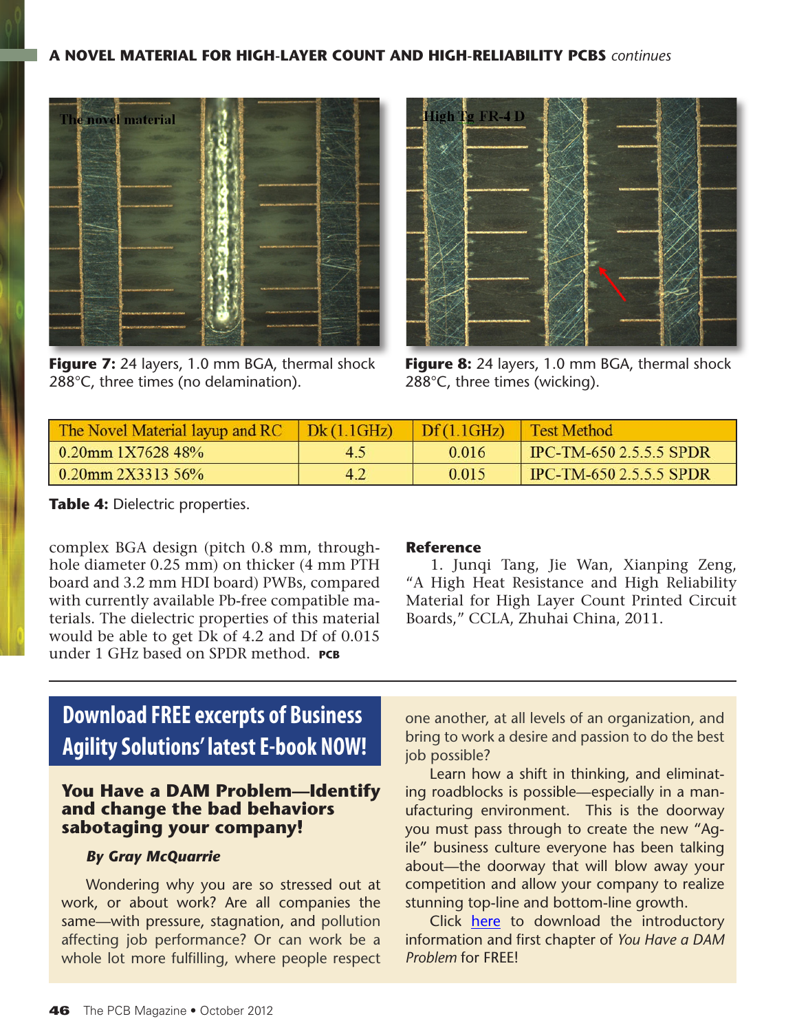Figure 7: 24 layers, 1.0 mm BGA, thermal shock 288°C, three times (no delamination).

Figure 8: 24 layers, 1.0 mm BGA, thermal shock 288°C, three times (wicking).

| The Novel Material layup and RC | Dk (1.1GHz) | Df (1.1GHz) | Test Method |
|---|---|---|---|
| 0.20mm 1X7628 48% | 4.5 | 0.016 | IPC-TM-650 2.5.5.5 SPDR |
| 0.20mm 2X3313 56% | 4.2 | 0.015 | IPC-TM-650 2.5.5.5 SPDR |

**Table 4:** Dielectric properties.

complex BGA design (pitch 0.8 mm, through-hole diameter 0.25 mm) on thicker (4 mm PTH board and 3.2 mm HDI board) PWBs, compared with currently available Pb-free compatible materials. The dielectric properties of this material would be able to get Dk of 4.2 and Df of 0.015 under 1 GHz based on SPDR method. **PCB**

**Reference**

1. Junqi Tang, Jie Wan, Xianping Zeng, "A High Heat Resistance and High Reliability Material for High Layer Count Printed Circuit Boards," CCLA, Zhuhai China, 2011.

---

## Download FREE excerpts of Business Agility Solutions' latest E-book NOW!

### You Have a DAM Problem—Identify and change the bad behaviors sabotaging your company!

***By Gray McQuarrie***

Wondering why you are so stressed out at work, or about work? Are all companies the same—with pressure, stagnation, and pollution affecting job performance? Or can work be a whole lot more fulfilling, where people respect one another, at all levels of an organization, and bring to work a desire and passion to do the best job possible?

Learn how a shift in thinking, and eliminating roadblocks is possible—especially in a manufacturing environment. This is the doorway you must pass through to create the new "Agile" business culture everyone has been talking about—the doorway that will blow away your competition and allow your company to realize stunning top-line and bottom-line growth.

Click here to download the introductory information and first chapter of *You Have a DAM Problem* for FREE!